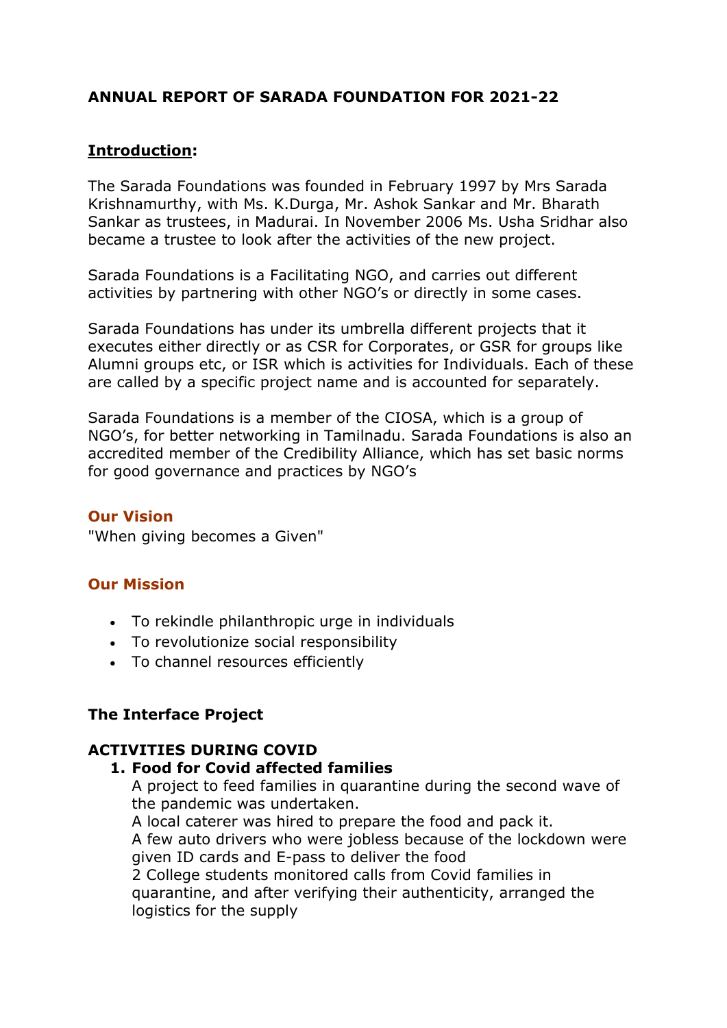## ANNUAL REPORT OF SARADA FOUNDATION FOR 2021-22

### **<u>Introduction</u>:**

The Sarada Foundations was founded in February 1997 by Mrs Sarada Krishnamurthy, with Ms. K.Durga, Mr. Ashok Sankar and Mr. Bharath Sankar as trustees, in Madurai. In November 2006 Ms. Usha Sridhar also became a trustee to look after the activities of the new project.

Sarada Foundations is a Facilitating NGO, and carries out different activities by partnering with other NGO's or directly in some cases.

Sarada Foundations has under its umbrella different projects that it executes either directly or as CSR for Corporates, or GSR for groups like Alumni groups etc, or ISR which is activities for Individuals. Each of these are called by a specific project name and is accounted for separately.

Sarada Foundations is a member of the CIOSA, which is a group of NGO's, for better networking in Tamilnadu. Sarada Foundations is also an accredited member of the Credibility Alliance, which has set basic norms for good governance and practices by NGO's

### Our Vision

"When giving becomes a Given"

### Our Mission

- To rekindle philanthropic urge in individuals
- To revolutionize social responsibility
- To channel resources efficiently

### The Interface Project

### ACTIVITIES DURING COVID

1. **Food for Covid affected families**
   A project to feed families in quarantine during the second wave of the pandemic was undertaken.
   A local caterer was hired to prepare the food and pack it.
   A few auto drivers who were jobless because of the lockdown were given ID cards and E-pass to deliver the food
   2 College students monitored calls from Covid families in quarantine, and after verifying their authenticity, arranged the logistics for the supply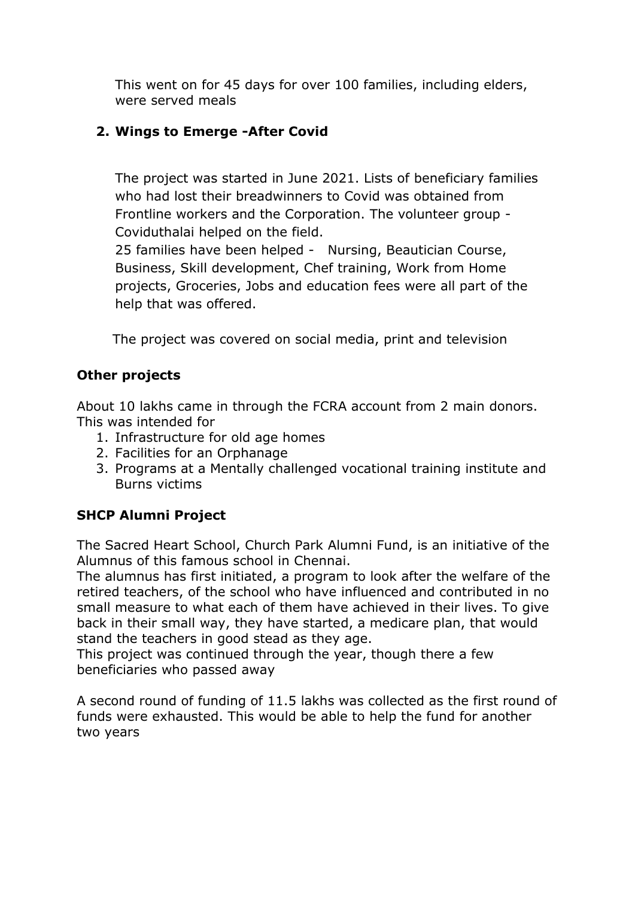This went on for 45 days for over 100 families, including elders, were served meals

2. **Wings to Emerge -After Covid**

   The project was started in June 2021. Lists of beneficiary families who had lost their breadwinners to Covid was obtained from Frontline workers and the Corporation. The volunteer group - Coviduthalai helped on the field.
   25 families have been helped - Nursing, Beautician Course, Business, Skill development, Chef training, Work from Home projects, Groceries, Jobs and education fees were all part of the help that was offered.

   The project was covered on social media, print and television

**Other projects**

About 10 lakhs came in through the FCRA account from 2 main donors. This was intended for

1. Infrastructure for old age homes
2. Facilities for an Orphanage
3. Programs at a Mentally challenged vocational training institute and Burns victims

**SHCP Alumni Project**

The Sacred Heart School, Church Park Alumni Fund, is an initiative of the Alumnus of this famous school in Chennai.
The alumnus has first initiated, a program to look after the welfare of the retired teachers, of the school who have influenced and contributed in no small measure to what each of them have achieved in their lives. To give back in their small way, they have started, a medicare plan, that would stand the teachers in good stead as they age.
This project was continued through the year, though there a few beneficiaries who passed away

A second round of funding of 11.5 lakhs was collected as the first round of funds were exhausted. This would be able to help the fund for another two years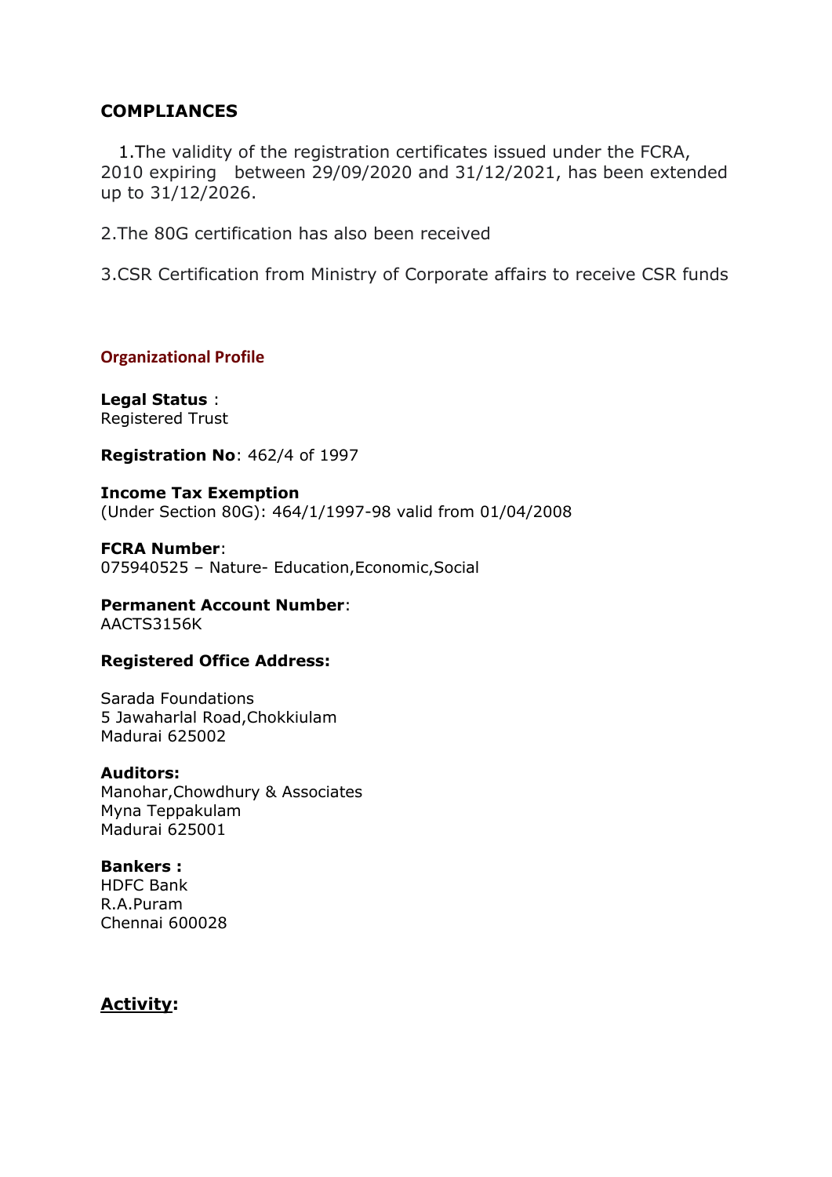## COMPLIANCES

1.The validity of the registration certificates issued under the FCRA, 2010 expiring between 29/09/2020 and 31/12/2021, has been extended up to 31/12/2026.

2.The 80G certification has also been received

3.CSR Certification from Ministry of Corporate affairs to receive CSR funds

### Organizational Profile

**Legal Status** :
Registered Trust

**Registration No**: 462/4 of 1997

**Income Tax Exemption**
(Under Section 80G): 464/1/1997-98 valid from 01/04/2008

**FCRA Number**:
075940525 – Nature- Education,Economic,Social

**Permanent Account Number**:
AACTS3156K

**Registered Office Address:**

Sarada Foundations
5 Jawaharlal Road,Chokkiulam
Madurai 625002

**Auditors:**
Manohar,Chowdhury & Associates
Myna Teppakulam
Madurai 625001

**Bankers :**
HDFC Bank
R.A.Puram
Chennai 600028

**Activity:**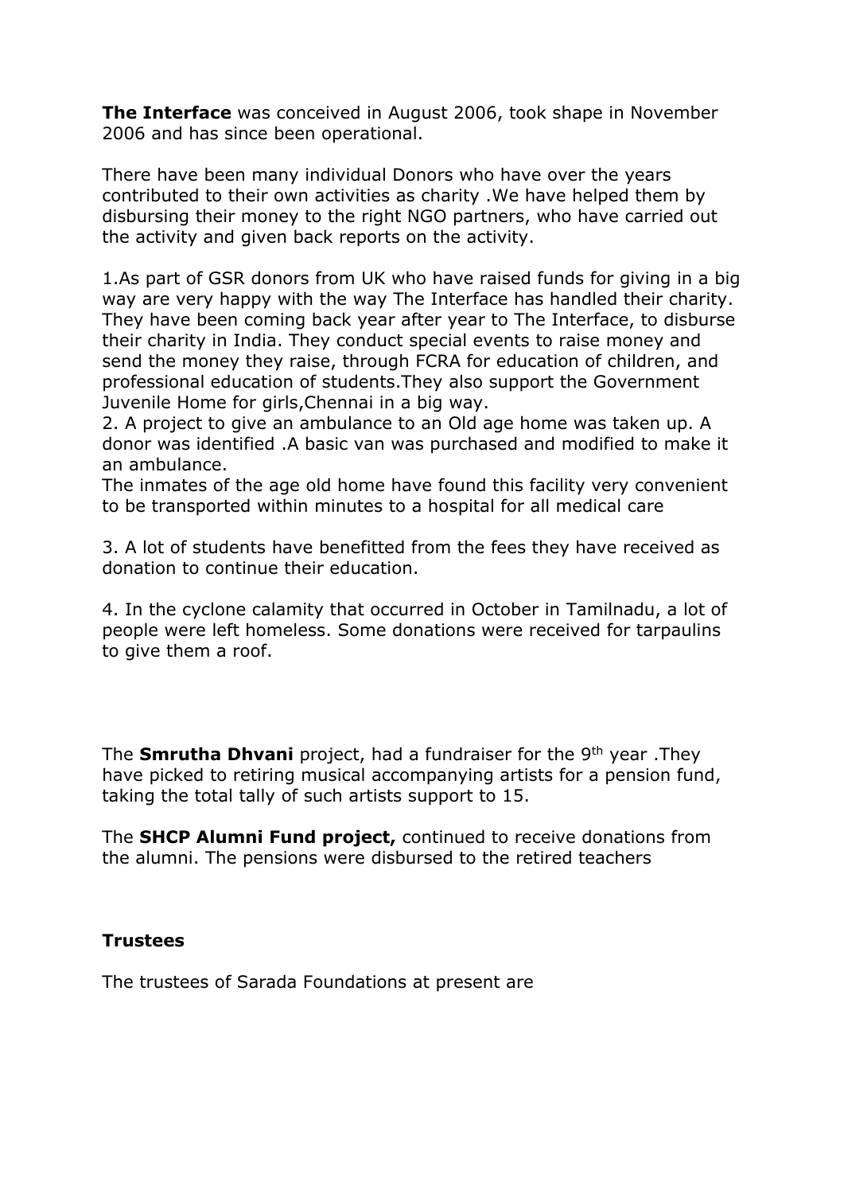**The Interface** was conceived in August 2006, took shape in November 2006 and has since been operational.

There have been many individual Donors who have over the years contributed to their own activities as charity .We have helped them by disbursing their money to the right NGO partners, who have carried out the activity and given back reports on the activity.

1.As part of GSR donors from UK who have raised funds for giving in a big way are very happy with the way The Interface has handled their charity. They have been coming back year after year to The Interface, to disburse their charity in India. They conduct special events to raise money and send the money they raise, through FCRA for education of children, and professional education of students.They also support the Government Juvenile Home for girls,Chennai in a big way.
2. A project to give an ambulance to an Old age home was taken up. A donor was identified .A basic van was purchased and modified to make it an ambulance.
The inmates of the age old home have found this facility very convenient to be transported within minutes to a hospital for all medical care

3. A lot of students have benefitted from the fees they have received as donation to continue their education.

4. In the cyclone calamity that occurred in October in Tamilnadu, a lot of people were left homeless. Some donations were received for tarpaulins to give them a roof.

The **Smrutha Dhvani** project, had a fundraiser for the 9th year .They have picked to retiring musical accompanying artists for a pension fund, taking the total tally of such artists support to 15.

The **SHCP Alumni Fund project,** continued to receive donations from the alumni. The pensions were disbursed to the retired teachers

**Trustees**

The trustees of Sarada Foundations at present are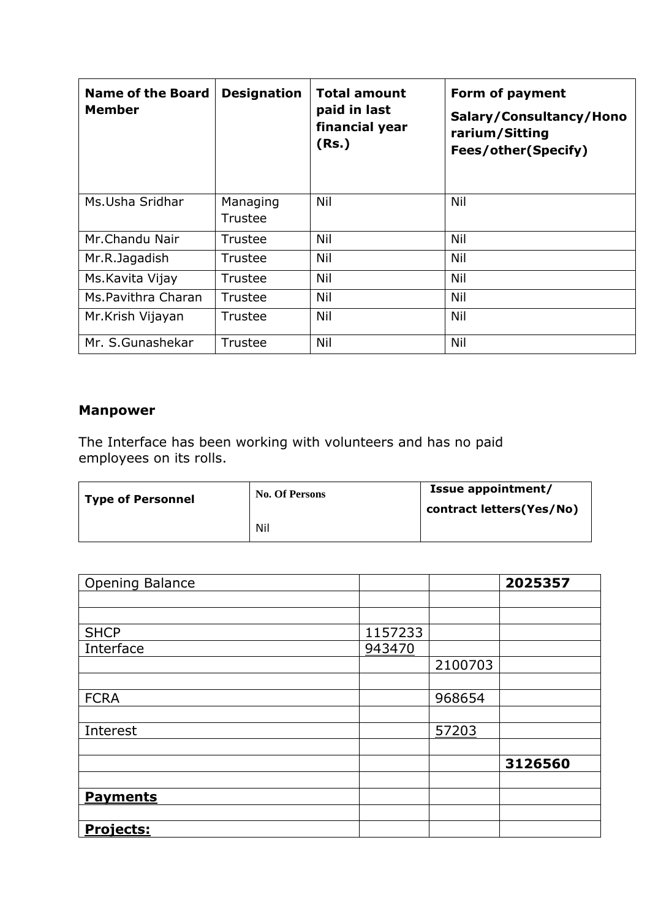| Name of the Board Member | Designation | Total amount paid in last financial year (Rs.) | Form of payment Salary/Consultancy/Honorarium/Sitting Fees/other(Specify) |
|---|---|---|---|
| Ms.Usha Sridhar | Managing Trustee | Nil | Nil |
| Mr.Chandu Nair | Trustee | Nil | Nil |
| Mr.R.Jagadish | Trustee | Nil | Nil |
| Ms.Kavita Vijay | Trustee | Nil | Nil |
| Ms.Pavithra Charan | Trustee | Nil | Nil |
| Mr.Krish Vijayan | Trustee | Nil | Nil |
| Mr. S.Gunashekar | Trustee | Nil | Nil |

## Manpower

The Interface has been working with volunteers and has no paid employees on its rolls.

| Type of Personnel | No. Of Persons | Issue appointment/ contract letters(Yes/No) |
|---|---|---|
| | Nil | |

| | | | |
|---|---|---|---|
| Opening Balance | | | **2025357** |
| | | | |
| | | | |
| SHCP | 1157233 | | |
| Interface | 943470 | | |
| | | 2100703 | |
| | | | |
| FCRA | | 968654 | |
| | | | |
| Interest | | 57203 | |
| | | | |
| | | | **3126560** |
| | | | |
| **Payments** | | | |
| | | | |
| **Projects:** | | | |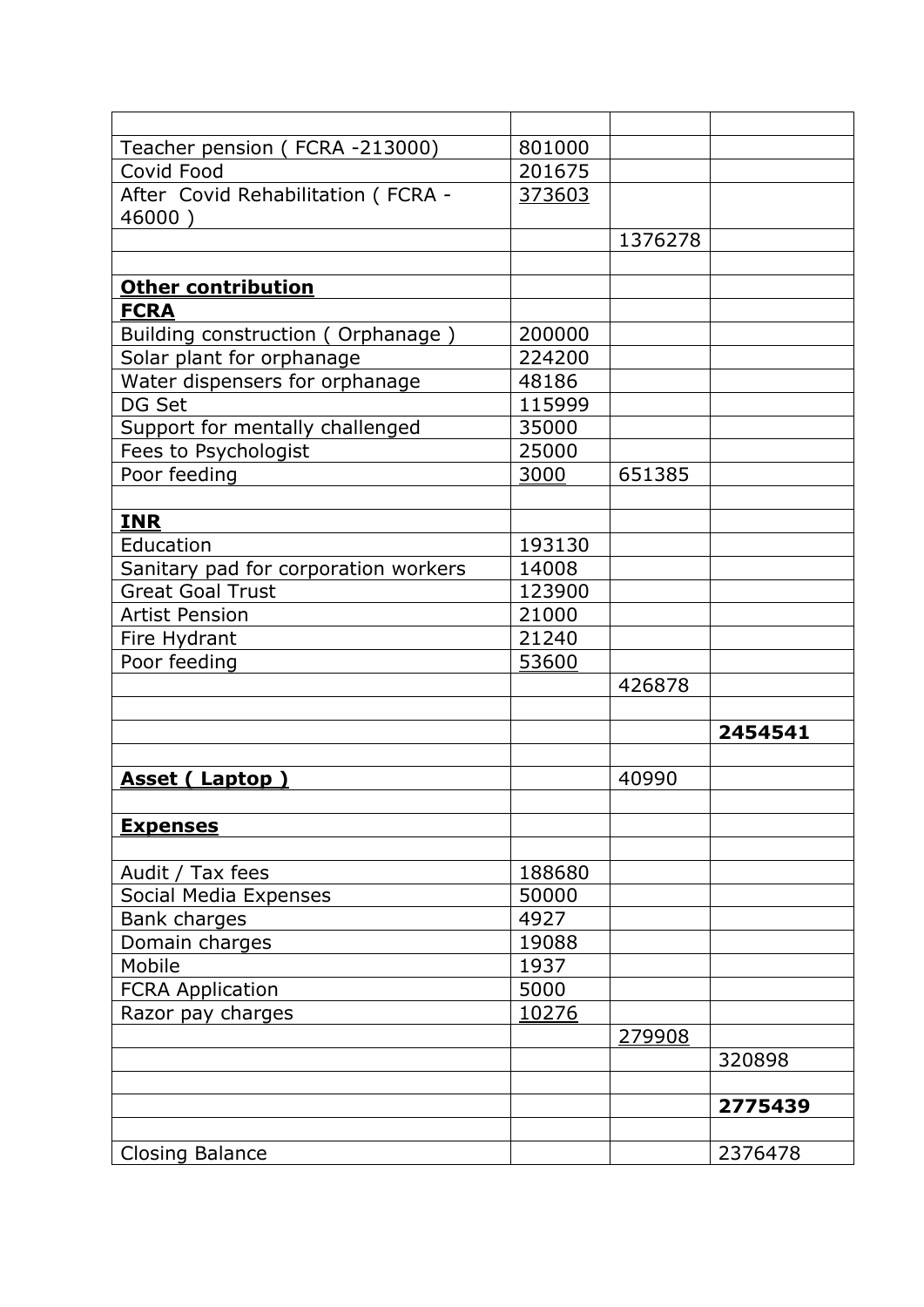| | | | |
|---|---|---|---|
| | | | |
| Teacher pension ( FCRA -213000) | 801000 | | |
| Covid Food | 201675 | | |
| After Covid Rehabilitation ( FCRA - 46000 ) | 373603 | | |
| | | 1376278 | |
| | | | |
| **Other contribution** | | | |
| **FCRA** | | | |
| Building construction ( Orphanage ) | 200000 | | |
| Solar plant for orphanage | 224200 | | |
| Water dispensers for orphanage | 48186 | | |
| DG Set | 115999 | | |
| Support for mentally challenged | 35000 | | |
| Fees to Psychologist | 25000 | | |
| Poor feeding | 3000 | 651385 | |
| | | | |
| **INR** | | | |
| Education | 193130 | | |
| Sanitary pad for corporation workers | 14008 | | |
| Great Goal Trust | 123900 | | |
| Artist Pension | 21000 | | |
| Fire Hydrant | 21240 | | |
| Poor feeding | 53600 | | |
| | | 426878 | |
| | | | |
| | | | **2454541** |
| | | | |
| **Asset ( Laptop )** | | 40990 | |
| | | | |
| **Expenses** | | | |
| | | | |
| Audit / Tax fees | 188680 | | |
| Social Media Expenses | 50000 | | |
| Bank charges | 4927 | | |
| Domain charges | 19088 | | |
| Mobile | 1937 | | |
| FCRA Application | 5000 | | |
| Razor pay charges | 10276 | | |
| | | 279908 | |
| | | | 320898 |
| | | | |
| | | | **2775439** |
| | | | |
| Closing Balance | | | 2376478 |